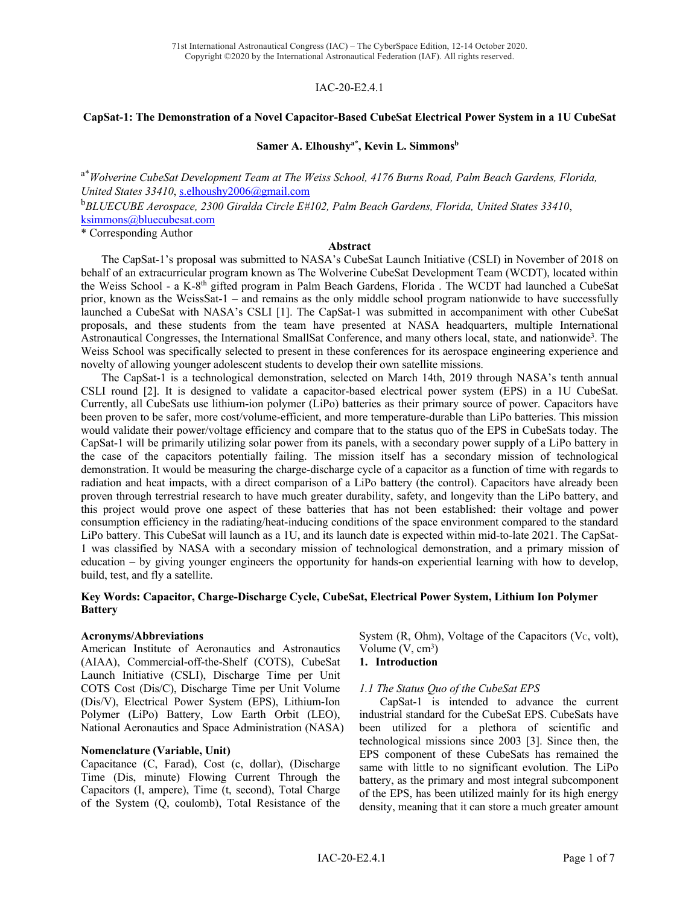IAC-20-E2.4.1

# CapSat-1: The Demonstration of a Novel Capacitor-Based CubeSat Electrical Power System in a 1U CubeSat

**Samer A. Elhoushy[a*], Kevin L. Simmons[b]**

[a*] *Wolverine CubeSat Development Team at The Weiss School, 4176 Burns Road, Palm Beach Gardens, Florida, United States 33410*, s.elhoushy2006@gmail.com

[b] *BLUECUBE Aerospace, 2300 Giralda Circle E#102, Palm Beach Gardens, Florida, United States 33410*, ksimmons@bluecubesat.com

\* Corresponding Author

## Abstract

The CapSat-1's proposal was submitted to NASA's CubeSat Launch Initiative (CSLI) in November of 2018 on behalf of an extracurricular program known as The Wolverine CubeSat Development Team (WCDT), located within the Weiss School - a K-8th gifted program in Palm Beach Gardens, Florida . The WCDT had launched a CubeSat prior, known as the WeissSat-1 – and remains as the only middle school program nationwide to have successfully launched a CubeSat with NASA's CSLI [1]. The CapSat-1 was submitted in accompaniment with other CubeSat proposals, and these students from the team have presented at NASA headquarters, multiple International Astronautical Congresses, the International SmallSat Conference, and many others local, state, and nationwide[3]. The Weiss School was specifically selected to present in these conferences for its aerospace engineering experience and novelty of allowing younger adolescent students to develop their own satellite missions.

The CapSat-1 is a technological demonstration, selected on March 14th, 2019 through NASA's tenth annual CSLI round [2]. It is designed to validate a capacitor-based electrical power system (EPS) in a 1U CubeSat. Currently, all CubeSats use lithium-ion polymer (LiPo) batteries as their primary source of power. Capacitors have been proven to be safer, more cost/volume-efficient, and more temperature-durable than LiPo batteries. This mission would validate their power/voltage efficiency and compare that to the status quo of the EPS in CubeSats today. The CapSat-1 will be primarily utilizing solar power from its panels, with a secondary power supply of a LiPo battery in the case of the capacitors potentially failing. The mission itself has a secondary mission of technological demonstration. It would be measuring the charge-discharge cycle of a capacitor as a function of time with regards to radiation and heat impacts, with a direct comparison of a LiPo battery (the control). Capacitors have already been proven through terrestrial research to have much greater durability, safety, and longevity than the LiPo battery, and this project would prove one aspect of these batteries that has not been established: their voltage and power consumption efficiency in the radiating/heat-inducing conditions of the space environment compared to the standard LiPo battery. This CubeSat will launch as a 1U, and its launch date is expected within mid-to-late 2021. The CapSat-1 was classified by NASA with a secondary mission of technological demonstration, and a primary mission of education – by giving younger engineers the opportunity for hands-on experiential learning with how to develop, build, test, and fly a satellite.

**Key Words: Capacitor, Charge-Discharge Cycle, CubeSat, Electrical Power System, Lithium Ion Polymer Battery**

### Acronyms/Abbreviations

American Institute of Aeronautics and Astronautics (AIAA), Commercial-off-the-Shelf (COTS), CubeSat Launch Initiative (CSLI), Discharge Time per Unit COTS Cost (Dis/C), Discharge Time per Unit Volume (Dis/V), Electrical Power System (EPS), Lithium-Ion Polymer (LiPo) Battery, Low Earth Orbit (LEO), National Aeronautics and Space Administration (NASA)

### Nomenclature (Variable, Unit)

Capacitance (C, Farad), Cost (c, dollar), (Discharge Time (Dis, minute) Flowing Current Through the Capacitors (I, ampere), Time (t, second), Total Charge of the System (Q, coulomb), Total Resistance of the System (R, Ohm), Voltage of the Capacitors ($V_C$, volt), Volume (V, $cm^3$)

## 1. Introduction

### *1.1 The Status Quo of the CubeSat EPS*

CapSat-1 is intended to advance the current industrial standard for the CubeSat EPS. CubeSats have been utilized for a plethora of scientific and technological missions since 2003 [3]. Since then, the EPS component of these CubeSats has remained the same with little to no significant evolution. The LiPo battery, as the primary and most integral subcomponent of the EPS, has been utilized mainly for its high energy density, meaning that it can store a much greater amount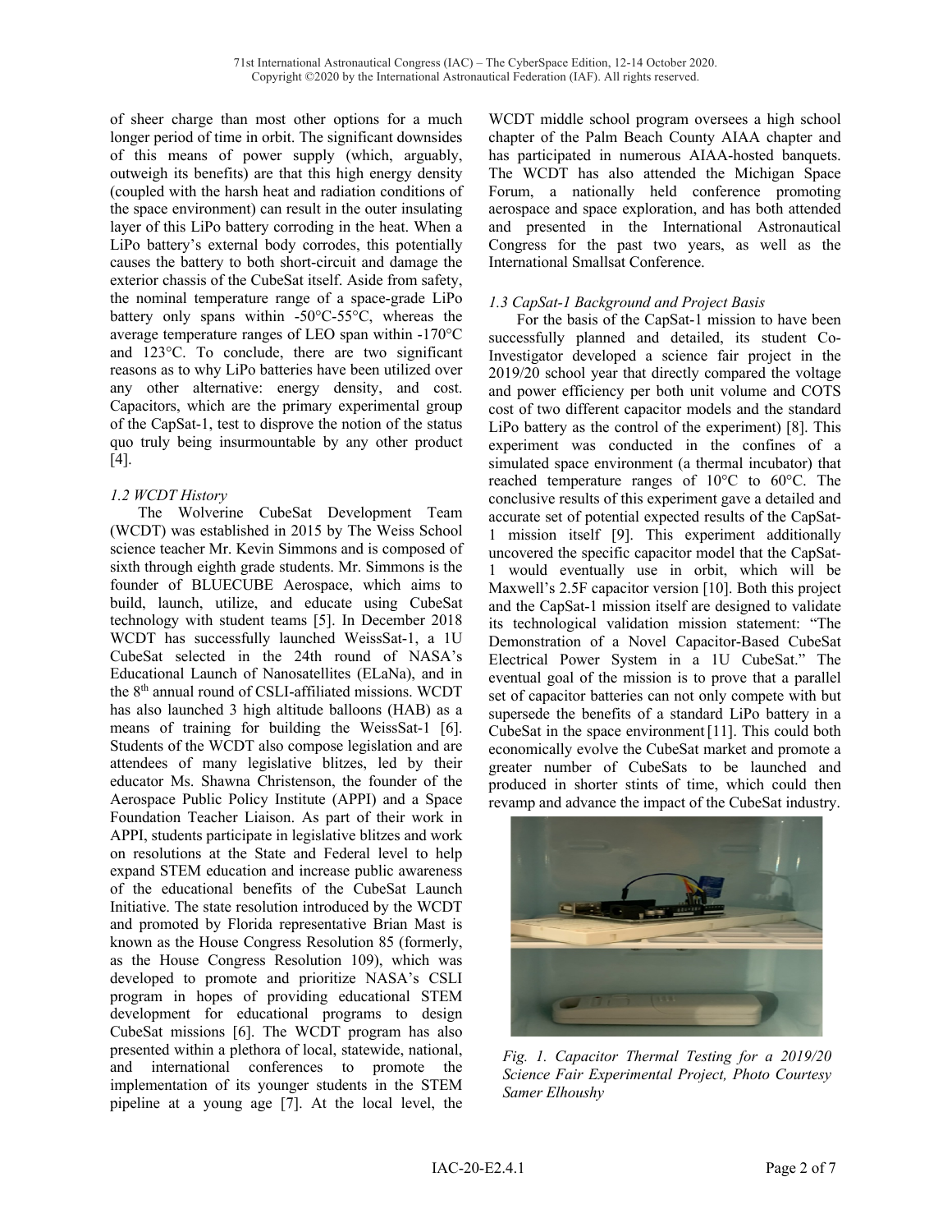of sheer charge than most other options for a much longer period of time in orbit. The significant downsides of this means of power supply (which, arguably, outweigh its benefits) are that this high energy density (coupled with the harsh heat and radiation conditions of the space environment) can result in the outer insulating layer of this LiPo battery corroding in the heat. When a LiPo battery's external body corrodes, this potentially causes the battery to both short-circuit and damage the exterior chassis of the CubeSat itself. Aside from safety, the nominal temperature range of a space-grade LiPo battery only spans within -50°C-55°C, whereas the average temperature ranges of LEO span within -170°C and 123°C. To conclude, there are two significant reasons as to why LiPo batteries have been utilized over any other alternative: energy density, and cost. Capacitors, which are the primary experimental group of the CapSat-1, test to disprove the notion of the status quo truly being insurmountable by any other product [4].

### *1.2 WCDT History*

The Wolverine CubeSat Development Team (WCDT) was established in 2015 by The Weiss School science teacher Mr. Kevin Simmons and is composed of sixth through eighth grade students. Mr. Simmons is the founder of BLUECUBE Aerospace, which aims to build, launch, utilize, and educate using CubeSat technology with student teams [5]. In December 2018 WCDT has successfully launched WeissSat-1, a 1U CubeSat selected in the 24th round of NASA's Educational Launch of Nanosatellites (ELaNa), and in the 8th annual round of CSLI-affiliated missions. WCDT has also launched 3 high altitude balloons (HAB) as a means of training for building the WeissSat-1 [6]. Students of the WCDT also compose legislation and are attendees of many legislative blitzes, led by their educator Ms. Shawna Christenson, the founder of the Aerospace Public Policy Institute (APPI) and a Space Foundation Teacher Liaison. As part of their work in APPI, students participate in legislative blitzes and work on resolutions at the State and Federal level to help expand STEM education and increase public awareness of the educational benefits of the CubeSat Launch Initiative. The state resolution introduced by the WCDT and promoted by Florida representative Brian Mast is known as the House Congress Resolution 85 (formerly, as the House Congress Resolution 109), which was developed to promote and prioritize NASA's CSLI program in hopes of providing educational STEM development for educational programs to design CubeSat missions [6]. The WCDT program has also presented within a plethora of local, statewide, national, and international conferences to promote the implementation of its younger students in the STEM pipeline at a young age [7]. At the local level, the WCDT middle school program oversees a high school chapter of the Palm Beach County AIAA chapter and has participated in numerous AIAA-hosted banquets. The WCDT has also attended the Michigan Space Forum, a nationally held conference promoting aerospace and space exploration, and has both attended and presented in the International Astronautical Congress for the past two years, as well as the International Smallsat Conference.

### *1.3 CapSat-1 Background and Project Basis*

For the basis of the CapSat-1 mission to have been successfully planned and detailed, its student Co-Investigator developed a science fair project in the 2019/20 school year that directly compared the voltage and power efficiency per both unit volume and COTS cost of two different capacitor models and the standard LiPo battery as the control of the experiment) [8]. This experiment was conducted in the confines of a simulated space environment (a thermal incubator) that reached temperature ranges of 10°C to 60°C. The conclusive results of this experiment gave a detailed and accurate set of potential expected results of the CapSat-1 mission itself [9]. This experiment additionally uncovered the specific capacitor model that the CapSat-1 would eventually use in orbit, which will be Maxwell's 2.5F capacitor version [10]. Both this project and the CapSat-1 mission itself are designed to validate its technological validation mission statement: "The Demonstration of a Novel Capacitor-Based CubeSat Electrical Power System in a 1U CubeSat." The eventual goal of the mission is to prove that a parallel set of capacitor batteries can not only compete with but supersede the benefits of a standard LiPo battery in a CubeSat in the space environment [11]. This could both economically evolve the CubeSat market and promote a greater number of CubeSats to be launched and produced in shorter stints of time, which could then revamp and advance the impact of the CubeSat industry.

*Fig. 1. Capacitor Thermal Testing for a 2019/20 Science Fair Experimental Project, Photo Courtesy Samer Elhoushy*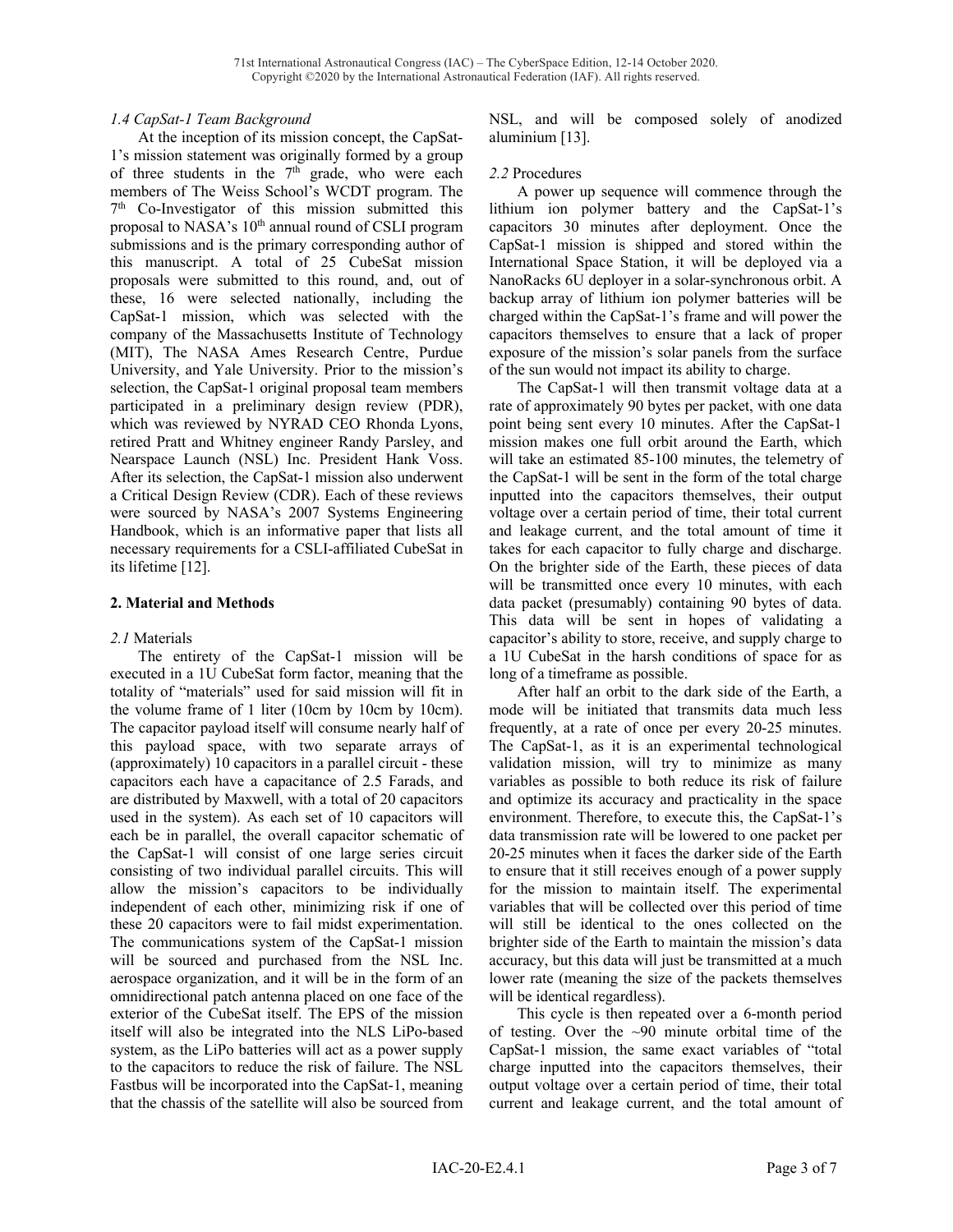### *1.4 CapSat-1 Team Background*

At the inception of its mission concept, the CapSat-1's mission statement was originally formed by a group of three students in the 7th grade, who were each members of The Weiss School's WCDT program. The 7th Co-Investigator of this mission submitted this proposal to NASA's 10th annual round of CSLI program submissions and is the primary corresponding author of this manuscript. A total of 25 CubeSat mission proposals were submitted to this round, and, out of these, 16 were selected nationally, including the CapSat-1 mission, which was selected with the company of the Massachusetts Institute of Technology (MIT), The NASA Ames Research Centre, Purdue University, and Yale University. Prior to the mission's selection, the CapSat-1 original proposal team members participated in a preliminary design review (PDR), which was reviewed by NYRAD CEO Rhonda Lyons, retired Pratt and Whitney engineer Randy Parsley, and Nearspace Launch (NSL) Inc. President Hank Voss. After its selection, the CapSat-1 mission also underwent a Critical Design Review (CDR). Each of these reviews were sourced by NASA's 2007 Systems Engineering Handbook, which is an informative paper that lists all necessary requirements for a CSLI-affiliated CubeSat in its lifetime [12].

## 2. Material and Methods

### *2.1* Materials

The entirety of the CapSat-1 mission will be executed in a 1U CubeSat form factor, meaning that the totality of "materials" used for said mission will fit in the volume frame of 1 liter (10cm by 10cm by 10cm). The capacitor payload itself will consume nearly half of this payload space, with two separate arrays of (approximately) 10 capacitors in a parallel circuit - these capacitors each have a capacitance of 2.5 Farads, and are distributed by Maxwell, with a total of 20 capacitors used in the system). As each set of 10 capacitors will each be in parallel, the overall capacitor schematic of the CapSat-1 will consist of one large series circuit consisting of two individual parallel circuits. This will allow the mission's capacitors to be individually independent of each other, minimizing risk if one of these 20 capacitors were to fail midst experimentation. The communications system of the CapSat-1 mission will be sourced and purchased from the NSL Inc. aerospace organization, and it will be in the form of an omnidirectional patch antenna placed on one face of the exterior of the CubeSat itself. The EPS of the mission itself will also be integrated into the NLS LiPo-based system, as the LiPo batteries will act as a power supply to the capacitors to reduce the risk of failure. The NSL Fastbus will be incorporated into the CapSat-1, meaning that the chassis of the satellite will also be sourced from NSL, and will be composed solely of anodized aluminium [13].

### *2.2* Procedures

A power up sequence will commence through the lithium ion polymer battery and the CapSat-1's capacitors 30 minutes after deployment. Once the CapSat-1 mission is shipped and stored within the International Space Station, it will be deployed via a NanoRacks 6U deployer in a solar-synchronous orbit. A backup array of lithium ion polymer batteries will be charged within the CapSat-1's frame and will power the capacitors themselves to ensure that a lack of proper exposure of the mission's solar panels from the surface of the sun would not impact its ability to charge.

The CapSat-1 will then transmit voltage data at a rate of approximately 90 bytes per packet, with one data point being sent every 10 minutes. After the CapSat-1 mission makes one full orbit around the Earth, which will take an estimated 85-100 minutes, the telemetry of the CapSat-1 will be sent in the form of the total charge inputted into the capacitors themselves, their output voltage over a certain period of time, their total current and leakage current, and the total amount of time it takes for each capacitor to fully charge and discharge. On the brighter side of the Earth, these pieces of data will be transmitted once every 10 minutes, with each data packet (presumably) containing 90 bytes of data. This data will be sent in hopes of validating a capacitor's ability to store, receive, and supply charge to a 1U CubeSat in the harsh conditions of space for as long of a timeframe as possible.

After half an orbit to the dark side of the Earth, a mode will be initiated that transmits data much less frequently, at a rate of once per every 20-25 minutes. The CapSat-1, as it is an experimental technological validation mission, will try to minimize as many variables as possible to both reduce its risk of failure and optimize its accuracy and practicality in the space environment. Therefore, to execute this, the CapSat-1's data transmission rate will be lowered to one packet per 20-25 minutes when it faces the darker side of the Earth to ensure that it still receives enough of a power supply for the mission to maintain itself. The experimental variables that will be collected over this period of time will still be identical to the ones collected on the brighter side of the Earth to maintain the mission's data accuracy, but this data will just be transmitted at a much lower rate (meaning the size of the packets themselves will be identical regardless).

This cycle is then repeated over a 6-month period of testing. Over the ~90 minute orbital time of the CapSat-1 mission, the same exact variables of "total charge inputted into the capacitors themselves, their output voltage over a certain period of time, their total current and leakage current, and the total amount of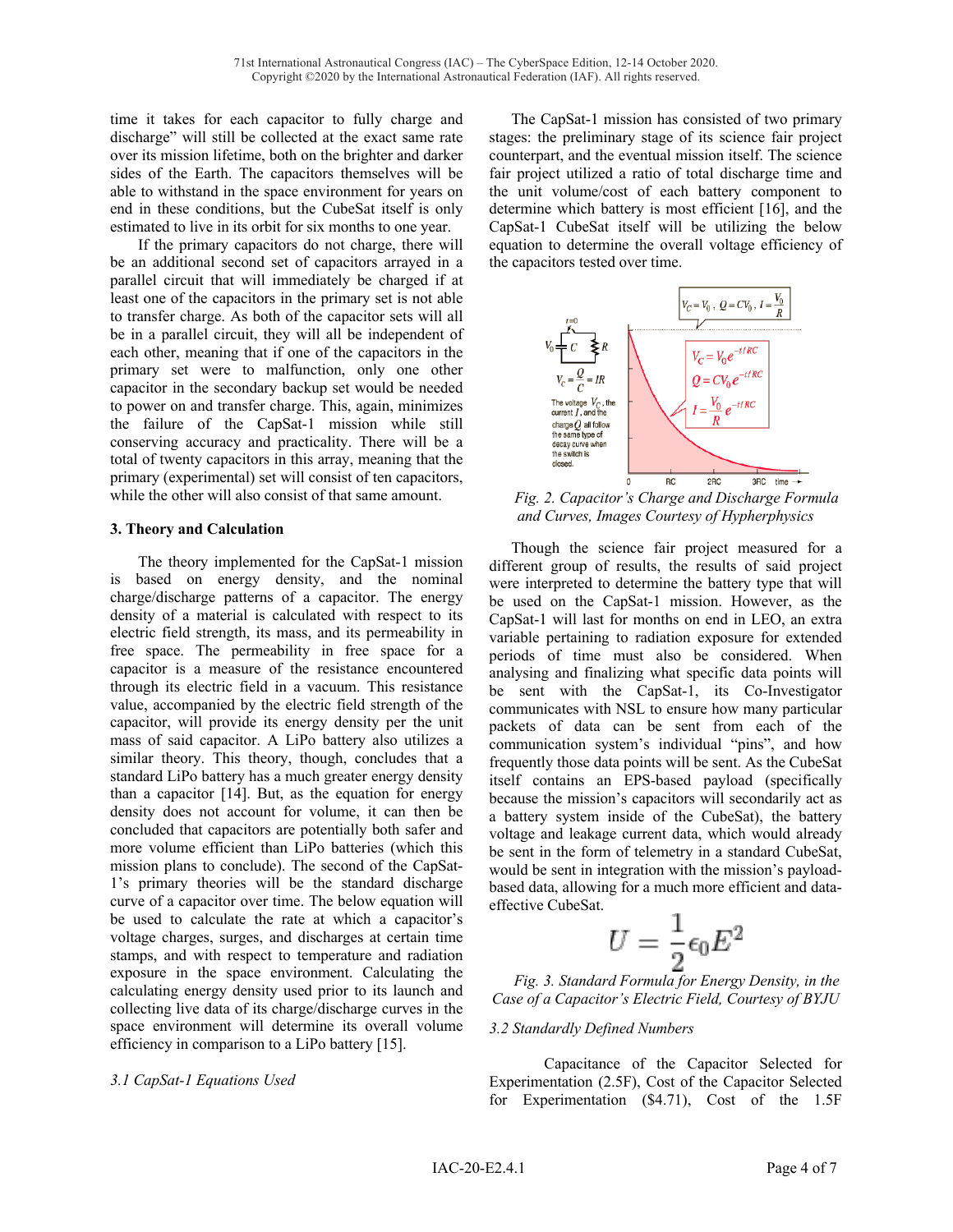time it takes for each capacitor to fully charge and discharge" will still be collected at the exact same rate over its mission lifetime, both on the brighter and darker sides of the Earth. The capacitors themselves will be able to withstand in the space environment for years on end in these conditions, but the CubeSat itself is only estimated to live in its orbit for six months to one year.

If the primary capacitors do not charge, there will be an additional second set of capacitors arrayed in a parallel circuit that will immediately be charged if at least one of the capacitors in the primary is not able to transfer charge. As both of the capacitor sets will all be in a parallel circuit, they will all be independent of each other, meaning that if one of the capacitors in the primary set were to malfunction, only one other capacitor in the secondary backup set would be needed to power on and transfer charge. This, again, minimizes the failure of the CapSat-1 mission while still conserving accuracy and practicality. There will be a total of twenty capacitors in this array, meaning that the primary (experimental) set will consist of ten capacitors, while the other will also consist of that same amount.

### 3. Theory and Calculation

The theory implemented for the CapSat-1 mission is based on energy density, and the nominal charge/discharge patterns of a capacitor. The energy density of a material is calculated with respect to its electric field strength, its mass, and its permeability in free space. The permeability in free space for a capacitor is a measure of the resistance encountered through its electric field in a vacuum. This resistance value, accompanied by the electric field strength of the capacitor, will provide its energy density per the unit mass of said capacitor. A LiPo battery also utilizes a similar theory. This theory, though, concludes that a standard LiPo battery has a much greater energy density than a capacitor [14]. But, as the equation for energy density does not account for volume, it can then be concluded that capacitors are potentially both safer and more volume efficient than LiPo batteries (which this mission plans to conclude). The second of the CapSat-1's primary theories will be the standard discharge curve of a capacitor over time. The below equation will be used to calculate the rate at which a capacitor's voltage charges, surges, and discharges at certain time stamps, and with respect to temperature and radiation exposure in the space environment. Calculating the calculating energy density used prior to its launch and collecting live data of its charge/discharge curves in the space environment will determine its overall volume efficiency in comparison to a LiPo battery [15].

*3.1 CapSat-1 Equations Used*

The CapSat-1 mission has consisted of two primary stages: the preliminary stage of its science fair project counterpart, and the eventual mission itself. The science fair project utilized a ratio of total discharge time and the unit volume/cost of each battery component to determine which battery is most efficient [16], and the CapSat-1 CubeSat itself will be utilizing the below equation to determine the overall voltage efficiency of the capacitors tested over time.

$V_C = V_0$, $Q = CV_0$, $I = \frac{V_0}{R}$

$V_C = \frac{Q}{C} = IR$

The voltage $V_C$, the current $I$, and the charge $Q$ all follow the same type of decay curve when the switch is closed.

$$V_C = V_0 e^{-t/RC}$$

$$Q = CV_0 e^{-t/RC}$$

$$I = \frac{V_0}{R} e^{-t/RC}$$

*Fig. 2. Capacitor's Charge and Discharge Formula and Curves, Images Courtesy of Hypherphysics*

Though the science fair project measured for a different group of results, the results of said project were interpreted to determine the battery type that will be used on the CapSat-1 mission. However, as the CapSat-1 will last for months on end in LEO, an extra variable pertaining to radiation exposure for extended periods of time must also be considered. When analysing and finalizing what specific data points will be sent with the CapSat-1, its Co-Investigator communicates with NSL to ensure how many particular packets of data can be sent from each of the communication system's individual "pins", and how frequently those data points will be sent. As the CubeSat itself contains an EPS-based payload (specifically because the mission's capacitors will secondarily act as a battery system inside of the CubeSat), the battery voltage and leakage current data, which would already be sent in the form of telemetry in a standard CubeSat, would be sent in integration with the mission's payload-based data, allowing for a much more efficient and data-effective CubeSat.

$$U = \frac{1}{2}\epsilon_0 E^2$$

*Fig. 3. Standard Formula for Energy Density, in the Case of a Capacitor's Electric Field, Courtesy of BYJU*

*3.2 Standardly Defined Numbers*

Capacitance of the Capacitor Selected for Experimentation (2.5F), Cost of the Capacitor Selected for Experimentation ($4.71), Cost of the 1.5F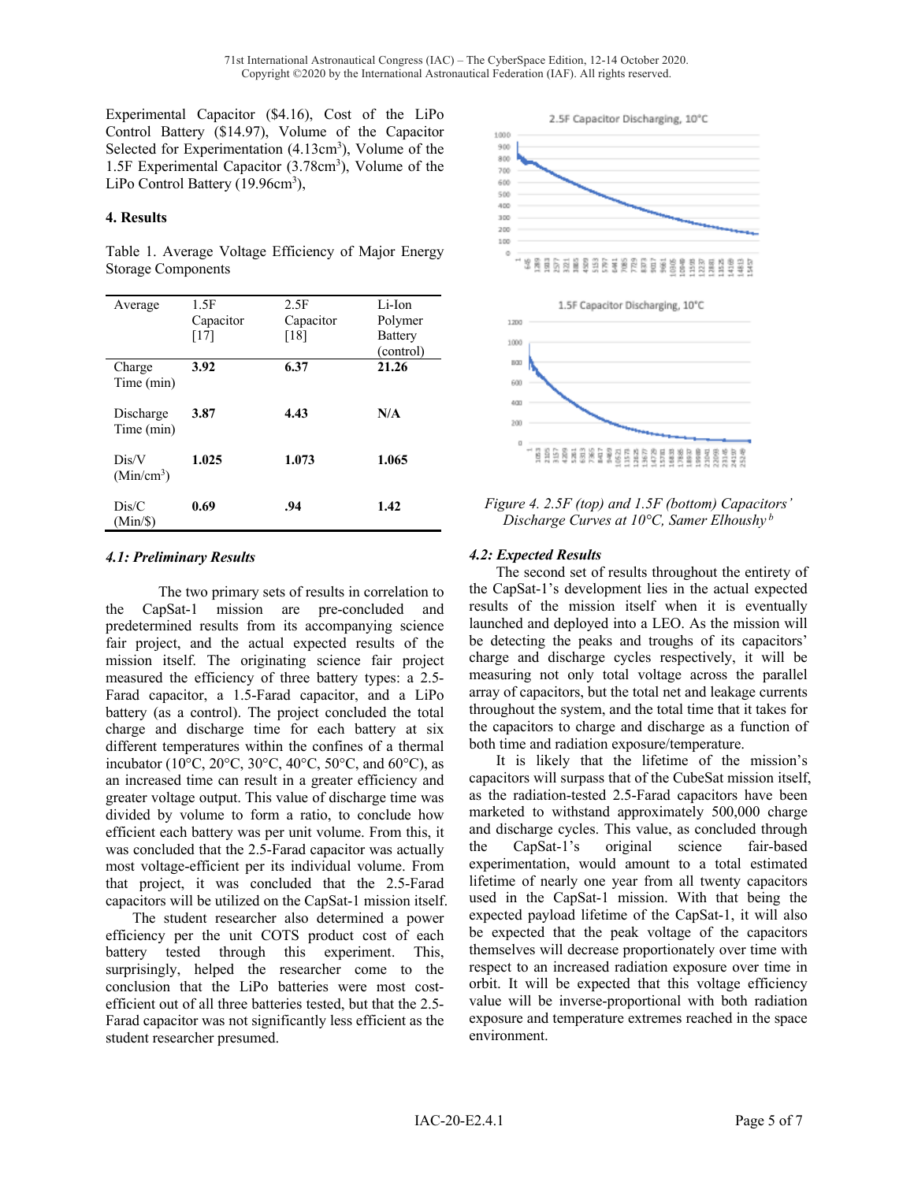Experimental Capacitor ($4.16), Cost of the LiPo Control Battery ($14.97), Volume of the Capacitor Selected for Experimentation (4.13cm$^3$), Volume of the 1.5F Experimental Capacitor (3.78cm$^3$), Volume of the LiPo Control Battery (19.96cm$^3$),

## 4. Results

Table 1. Average Voltage Efficiency of Major Energy Storage Components

| Average | 1.5F Capacitor [17] | 2.5F Capacitor [18] | Li-Ion Polymer Battery (control) |
|---|---|---|---|
| Charge Time (min) | **3.92** | **6.37** | **21.26** |
| Discharge Time (min) | **3.87** | **4.43** | **N/A** |
| Dis/V (Min/cm$^3$) | **1.025** | **1.073** | **1.065** |
| Dis/C (Min/$) | **0.69** | **.94** | **1.42** |

### *4.1: Preliminary Results*

The two primary sets of results in correlation to the CapSat-1 mission are pre-concluded and predetermined results from its accompanying science fair project, and the actual expected results of the mission itself. The originating science fair project measured the efficiency of three battery types: a 2.5-Farad capacitor, a 1.5-Farad capacitor, and a LiPo battery (as a control). The project concluded the total charge and discharge time for each battery at six different temperatures within the confines of a thermal incubator (10°C, 20°C, 30°C, 40°C, 50°C, and 60°C), as an increased time can result in a greater efficiency and greater voltage output. This value of discharge time was divided by volume to form a ratio, to conclude how efficient each battery was per unit volume. From this, it was concluded that the 2.5-Farad capacitor was actually most voltage-efficient per its individual volume. From that project, it was concluded that the 2.5-Farad capacitors will be utilized on the CapSat-1 mission itself.

The student researcher also determined a power efficiency per the unit COTS product cost of each battery tested through this experiment. This, surprisingly, helped the researcher come to the conclusion that the LiPo batteries were most cost-efficient out of all three batteries tested, but that the 2.5-Farad capacitor was not significantly less efficient as the student researcher presumed.

*Figure 4. 2.5F (top) and 1.5F (bottom) Capacitors' Discharge Curves at 10°C, Samer Elhoushy [b]*

### *4.2: Expected Results*

The second set of results throughout the entirety of the CapSat-1's development lies in the actual expected results of the mission itself when it is eventually launched and deployed into a LEO. As the mission will be detecting the peaks and troughs of its capacitors' charge and discharge cycles respectively, it will be measuring not only total voltage across the parallel array of capacitors, but the total net and leakage currents throughout the system, and the total time that it takes for the capacitors to charge and discharge as a function of both time and radiation exposure/temperature.

It is likely that the lifetime of the mission's capacitors will surpass that of the CubeSat mission itself, as the radiation-tested 2.5-Farad capacitors have been marketed to withstand approximately 500,000 charge and discharge cycles. This value, as concluded through the CapSat-1's original science fair-based experimentation, would amount to a total estimated lifetime of nearly one year from all twenty capacitors used in the CapSat-1 mission. With that being the expected payload lifetime of the CapSat-1, it will also be expected that the peak voltage of the capacitors themselves will decrease proportionately over time with respect to an increased radiation exposure over time in orbit. It will be expected that this voltage efficiency value will be inverse-proportional with both radiation exposure and temperature extremes reached in the space environment.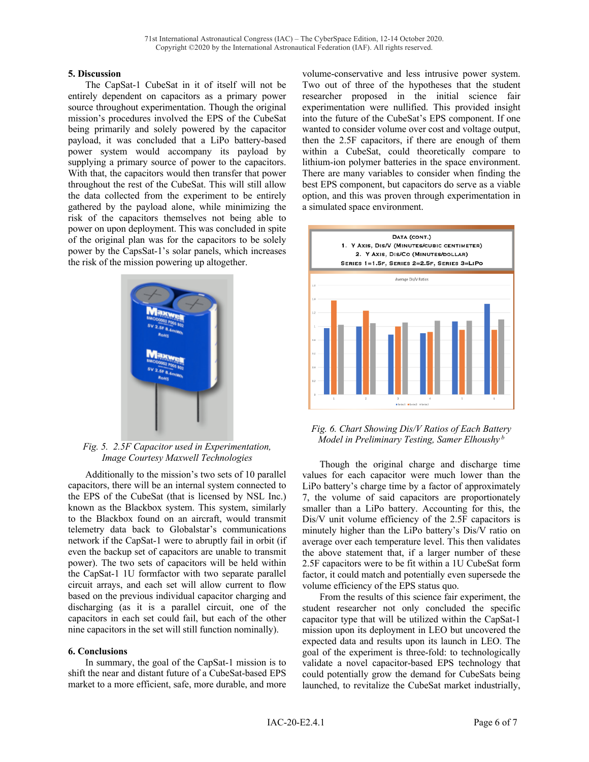## 5. Discussion

The CapSat-1 CubeSat in it of itself will not be entirely dependent on capacitors as a primary power source throughout experimentation. Though the original mission's procedures involved the EPS of the CubeSat being primarily and solely powered by the capacitor payload, it was concluded that a LiPo battery-based power system would accompany its payload by supplying a primary source of power to the capacitors. With that, the capacitors would then transfer that power throughout the rest of the CubeSat. This will still allow the data collected from the experiment to be entirely gathered by the payload alone, while minimizing the risk of the capacitors themselves not being able to power on upon deployment. This was concluded in spite of the original plan was for the capacitors to be solely power by the CapsSat-1's solar panels, which increases the risk of the mission powering up altogether.

Fig. 5. 2.5F Capacitor used in Experimentation, Image Courtesy Maxwell Technologies

Additionally to the mission's two sets of 10 parallel capacitors, there will be an internal system connected to the EPS of the CubeSat (that is licensed by NSL Inc.) known as the Blackbox system. This system, similarly to the Blackbox found on an aircraft, would transmit telemetry data back to Globalstar's communications network if the CapSat-1 were to abruptly fail in orbit (if even the backup set of capacitors are unable to transmit power). The two sets of capacitors will be held within the CapSat-1 1U formfactor with two separate parallel circuit arrays, and each set will allow current to flow based on the previous individual capacitor charging and discharging (as it is a parallel circuit, one of the capacitors in each set could fail, but each of the other nine capacitors in the set will still function nominally).

## 6. Conclusions

In summary, the goal of the CapSat-1 mission is to shift the near and distant future of a CubeSat-based EPS market to a more efficient, safe, more durable, and more volume-conservative and less intrusive power system. Two out of three of the hypotheses that the student researcher proposed in the initial science fair experimentation were nullified. This provided insight into the future of the CubeSat's EPS component. If one wanted to consider volume over cost and voltage output, then the 2.5F capacitors, if there are enough of them within a CubeSat, could theoretically compare to lithium-ion polymer batteries in the space environment. There are many variables to consider when finding the best EPS component, but capacitors do serve as a viable option, and this was proven through experimentation in a simulated space environment.

Fig. 6. Chart Showing Dis/V Ratios of Each Battery Model in Preliminary Testing, Samer Elhoushy[b]

Though the original charge and discharge time values for each capacitor were much lower than the LiPo battery's charge time by a factor of approximately 7, the volume of said capacitors are proportionately smaller than a LiPo battery. Accounting for this, the Dis/V unit volume efficiency of the 2.5F capacitors is minutely higher than the LiPo battery's Dis/V ratio on average over each temperature level. This then validates the above statement that, if a larger number of these 2.5F capacitors were to be fit within a 1U CubeSat form factor, it could match and potentially even supersede the volume efficiency of the EPS status quo.

From the results of this science fair experiment, the student researcher not only concluded the specific capacitor type that will be utilized within the CapSat-1 mission upon its deployment in LEO but uncovered the expected data and results upon its launch in LEO. The goal of the experiment is three-fold: to technologically validate a novel capacitor-based EPS technology that could potentially grow the demand for CubeSats being launched, to revitalize the CubeSat market industrially,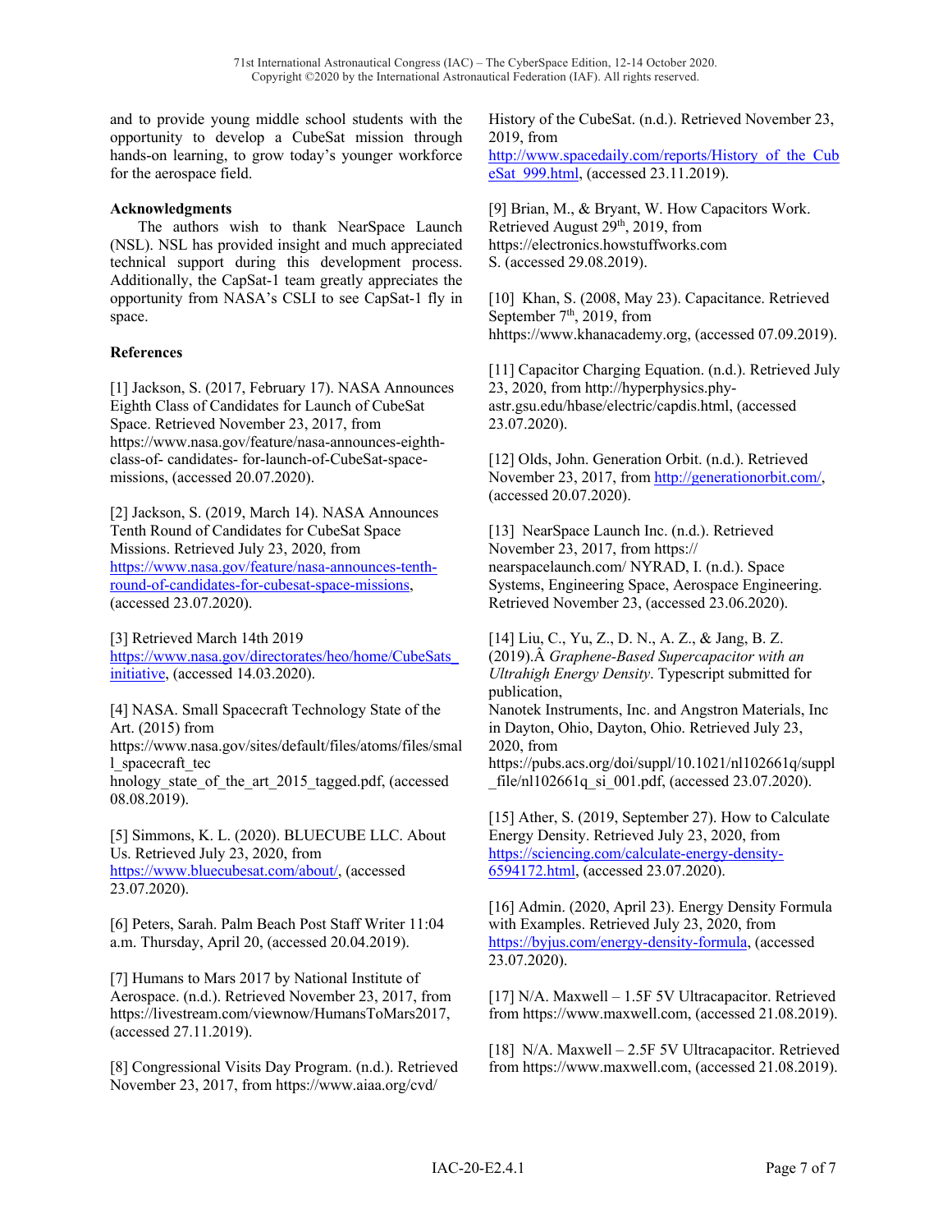and to provide young middle school students with the opportunity to develop a CubeSat mission through hands-on learning, to grow today's younger workforce for the aerospace field.

**Acknowledgments**

The authors wish to thank NearSpace Launch (NSL). NSL has provided insight and much appreciated technical support during this development process. Additionally, the CapSat-1 team greatly appreciates the opportunity from NASA's CSLI to see CapSat-1 fly in space.

**References**

[1] Jackson, S. (2017, February 17). NASA Announces Eighth Class of Candidates for Launch of CubeSat Space. Retrieved November 23, 2017, from https://www.nasa.gov/feature/nasa-announces-eighth-class-of- candidates- for-launch-of-CubeSat-space-missions, (accessed 20.07.2020).

[2] Jackson, S. (2019, March 14). NASA Announces Tenth Round of Candidates for CubeSat Space Missions. Retrieved July 23, 2020, from https://www.nasa.gov/feature/nasa-announces-tenth-round-of-candidates-for-cubesat-space-missions, (accessed 23.07.2020).

[3] Retrieved March 14th 2019 https://www.nasa.gov/directorates/heo/home/CubeSats_initiative, (accessed 14.03.2020).

[4] NASA. Small Spacecraft Technology State of the Art. (2015) from https://www.nasa.gov/sites/default/files/atoms/files/small_spacecraft_tec hnology_state_of_the_art_2015_tagged.pdf, (accessed 08.08.2019).

[5] Simmons, K. L. (2020). BLUECUBE LLC. About Us. Retrieved July 23, 2020, from https://www.bluecubesat.com/about/, (accessed 23.07.2020).

[6] Peters, Sarah. Palm Beach Post Staff Writer 11:04 a.m. Thursday, April 20, (accessed 20.04.2019).

[7] Humans to Mars 2017 by National Institute of Aerospace. (n.d.). Retrieved November 23, 2017, from https://livestream.com/viewnow/HumansToMars2017, (accessed 27.11.2019).

[8] Congressional Visits Day Program. (n.d.). Retrieved November 23, 2017, from https://www.aiaa.org/cvd/ History of the CubeSat. (n.d.). Retrieved November 23, 2019, from http://www.spacedaily.com/reports/History_of_the_CubeSat_999.html, (accessed 23.11.2019).

[9] Brian, M., & Bryant, W. How Capacitors Work. Retrieved August 29th, 2019, from https://electronics.howstuffworks.com S. (accessed 29.08.2019).

[10] Khan, S. (2008, May 23). Capacitance. Retrieved September 7th, 2019, from hhttps://www.khanacademy.org, (accessed 07.09.2019).

[11] Capacitor Charging Equation. (n.d.). Retrieved July 23, 2020, from http://hyperphysics.phy-astr.gsu.edu/hbase/electric/capdis.html, (accessed 23.07.2020).

[12] Olds, John. Generation Orbit. (n.d.). Retrieved November 23, 2017, from http://generationorbit.com/, (accessed 20.07.2020).

[13] NearSpace Launch Inc. (n.d.). Retrieved November 23, 2017, from https:// nearspacelaunch.com/ NYRAD, I. (n.d.). Space Systems, Engineering Space, Aerospace Engineering. Retrieved November 23, (accessed 23.06.2020).

[14] Liu, C., Yu, Z., D. N., A. Z., & Jang, B. Z. (2019).Â *Graphene-Based Supercapacitor with an Ultrahigh Energy Density*. Typescript submitted for publication, Nanotek Instruments, Inc. and Angstron Materials, Inc in Dayton, Ohio, Dayton, Ohio. Retrieved July 23, 2020, from https://pubs.acs.org/doi/suppl/10.1021/nl102661q/suppl_file/nl102661q_si_001.pdf, (accessed 23.07.2020).

[15] Ather, S. (2019, September 27). How to Calculate Energy Density. Retrieved July 23, 2020, from https://sciencing.com/calculate-energy-density-6594172.html, (accessed 23.07.2020).

[16] Admin. (2020, April 23). Energy Density Formula with Examples. Retrieved July 23, 2020, from https://byjus.com/energy-density-formula, (accessed 23.07.2020).

[17] N/A. Maxwell – 1.5F 5V Ultracapacitor. Retrieved from https://www.maxwell.com, (accessed 21.08.2019).

[18] N/A. Maxwell – 2.5F 5V Ultracapacitor. Retrieved from https://www.maxwell.com, (accessed 21.08.2019).